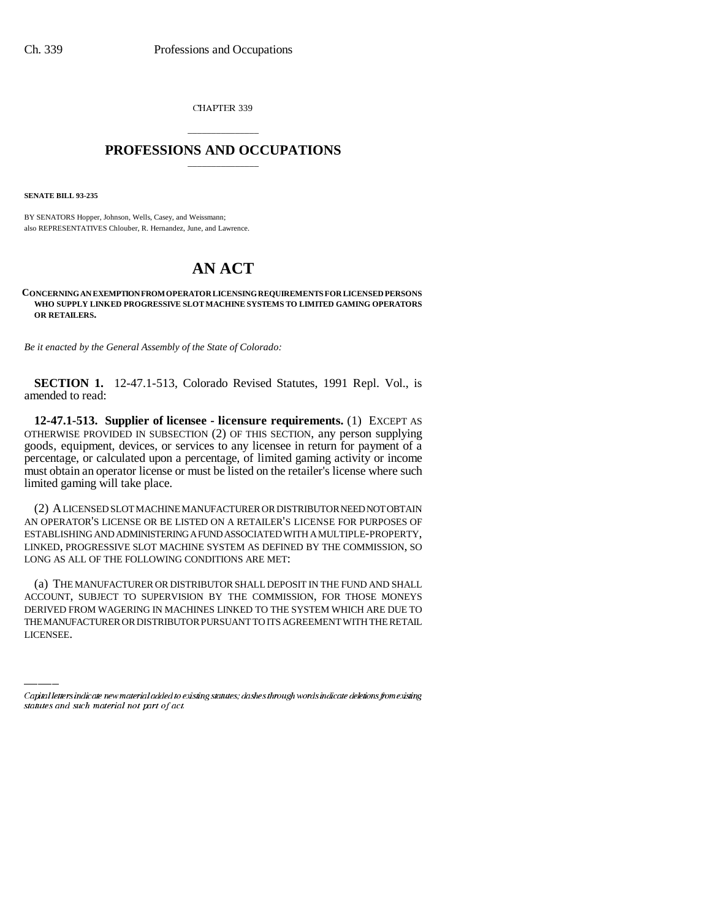CHAPTER 339

## PROFESSIONS AND OCCUPATIONS

**SENATE BILL 93-235**

BY SENATORS Hopper, Johnson, Wells, Casey, and Weissmann;
also REPRESENTATIVES Chlouber, R. Hernandez, June, and Lawrence.

# AN ACT

**CONCERNING AN EXEMPTION FROM OPERATOR LICENSING REQUIREMENTS FOR LICENSED PERSONS WHO SUPPLY LINKED PROGRESSIVE SLOT MACHINE SYSTEMS TO LIMITED GAMING OPERATORS OR RETAILERS.**

*Be it enacted by the General Assembly of the State of Colorado:*

**SECTION 1.** 12-47.1-513, Colorado Revised Statutes, 1991 Repl. Vol., is amended to read:

**12-47.1-513. Supplier of licensee - licensure requirements.** (1) EXCEPT AS OTHERWISE PROVIDED IN SUBSECTION (2) OF THIS SECTION, any person supplying goods, equipment, devices, or services to any licensee in return for payment of a percentage, or calculated upon a percentage, of limited gaming activity or income must obtain an operator license or must be listed on the retailer's license where such limited gaming will take place.

(2) A LICENSED SLOT MACHINE MANUFACTURER OR DISTRIBUTOR NEED NOT OBTAIN AN OPERATOR'S LICENSE OR BE LISTED ON A RETAILER'S LICENSE FOR PURPOSES OF ESTABLISHING AND ADMINISTERING A FUND ASSOCIATED WITH A MULTIPLE-PROPERTY, LINKED, PROGRESSIVE SLOT MACHINE SYSTEM AS DEFINED BY THE COMMISSION, SO LONG AS ALL OF THE FOLLOWING CONDITIONS ARE MET:

(a) THE MANUFACTURER OR DISTRIBUTOR SHALL DEPOSIT IN THE FUND AND SHALL ACCOUNT, SUBJECT TO SUPERVISION BY THE COMMISSION, FOR THOSE MONEYS DERIVED FROM WAGERING IN MACHINES LINKED TO THE SYSTEM WHICH ARE DUE TO THE MANUFACTURER OR DISTRIBUTOR PURSUANT TO ITS AGREEMENT WITH THE RETAIL LICENSEE.

*Capital letters indicate new material added to existing statutes; dashes through words indicate deletions from existing statutes and such material not part of act.*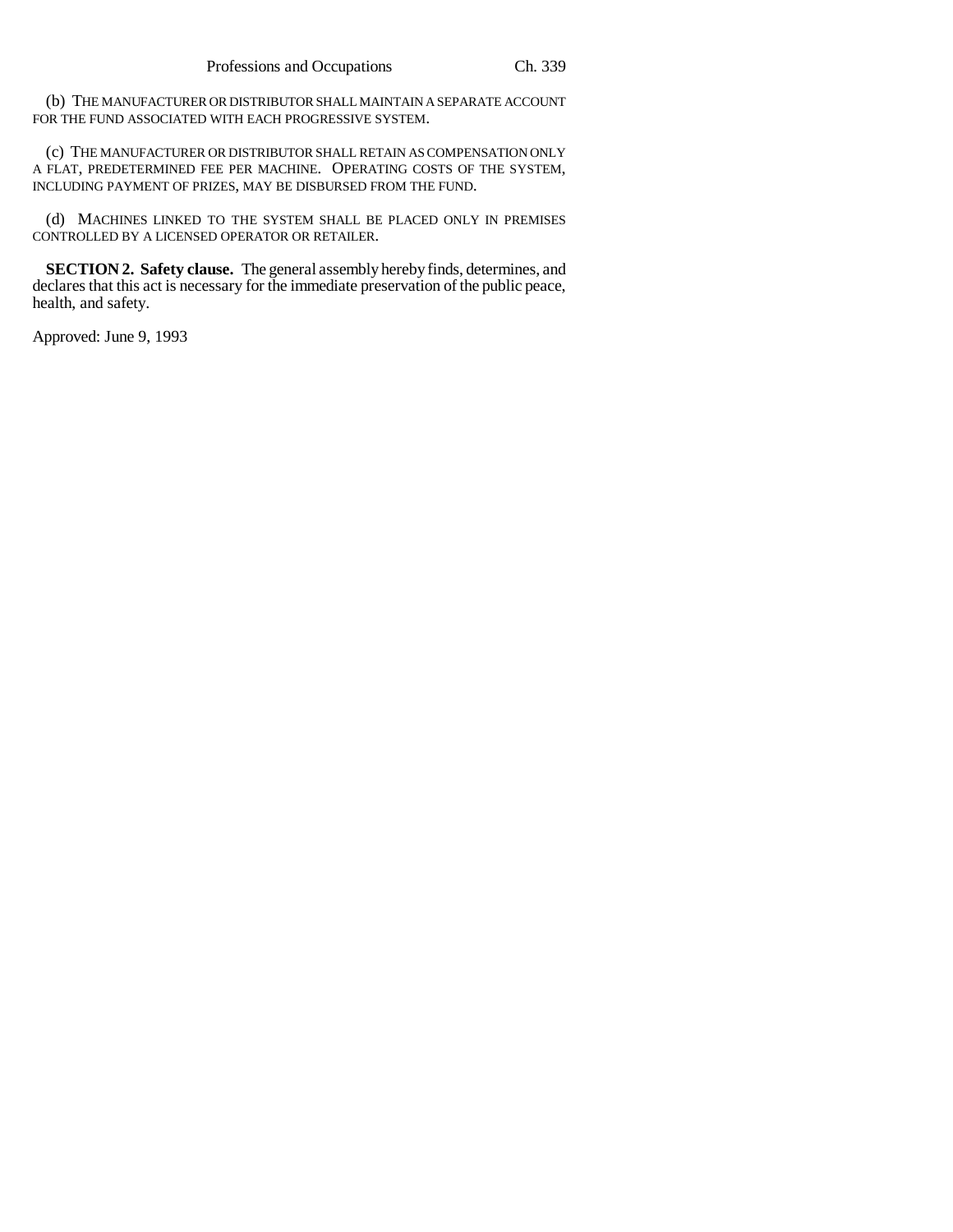(b) THE MANUFACTURER OR DISTRIBUTOR SHALL MAINTAIN A SEPARATE ACCOUNT FOR THE FUND ASSOCIATED WITH EACH PROGRESSIVE SYSTEM.

(c) THE MANUFACTURER OR DISTRIBUTOR SHALL RETAIN AS COMPENSATION ONLY A FLAT, PREDETERMINED FEE PER MACHINE. OPERATING COSTS OF THE SYSTEM, INCLUDING PAYMENT OF PRIZES, MAY BE DISBURSED FROM THE FUND.

(d) MACHINES LINKED TO THE SYSTEM SHALL BE PLACED ONLY IN PREMISES CONTROLLED BY A LICENSED OPERATOR OR RETAILER.

**SECTION 2. Safety clause.** The general assembly hereby finds, determines, and declares that this act is necessary for the immediate preservation of the public peace, health, and safety.

Approved: June 9, 1993